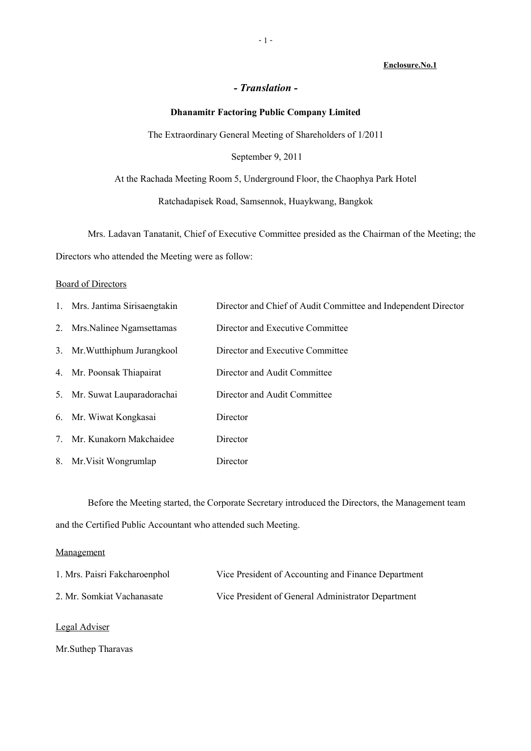**Enclosure.No.1**

***- Translation -***

**Dhanamitr Factoring Public Company Limited**

The Extraordinary General Meeting of Shareholders of 1/2011

September 9, 2011

At the Rachada Meeting Room 5, Underground Floor, the Chaophya Park Hotel

Ratchadapisek Road, Samsennok, Huaykwang, Bangkok

Mrs. Ladavan Tanatanit, Chief of Executive Committee presided as the Chairman of the Meeting; the Directors who attended the Meeting were as follow:

Board of Directors

| | | |
|---|---|---|
| 1. | Mrs. Jantima Sirisaengtakin | Director and Chief of Audit Committee and Independent Director |
| 2. | Mrs.Nalinee Ngamsettamas | Director and Executive Committee |
| 3. | Mr.Wutthiphum Jurangkool | Director and Executive Committee |
| 4. | Mr. Poonsak Thiapairat | Director and Audit Committee |
| 5. | Mr. Suwat Lauparadorachai | Director and Audit Committee |
| 6. | Mr. Wiwat Kongkasai | Director |
| 7. | Mr. Kunakorn Makchaidee | Director |
| 8. | Mr.Visit Wongrumlap | Director |

Before the Meeting started, the Corporate Secretary introduced the Directors, the Management team and the Certified Public Accountant who attended such Meeting.

Management

| | |
|---|---|
| 1. Mrs. Paisri Fakcharoenphol | Vice President of Accounting and Finance Department |
| 2. Mr. Somkiat Vachanasate | Vice President of General Administrator Department |

Legal Adviser

Mr.Suthep Tharavas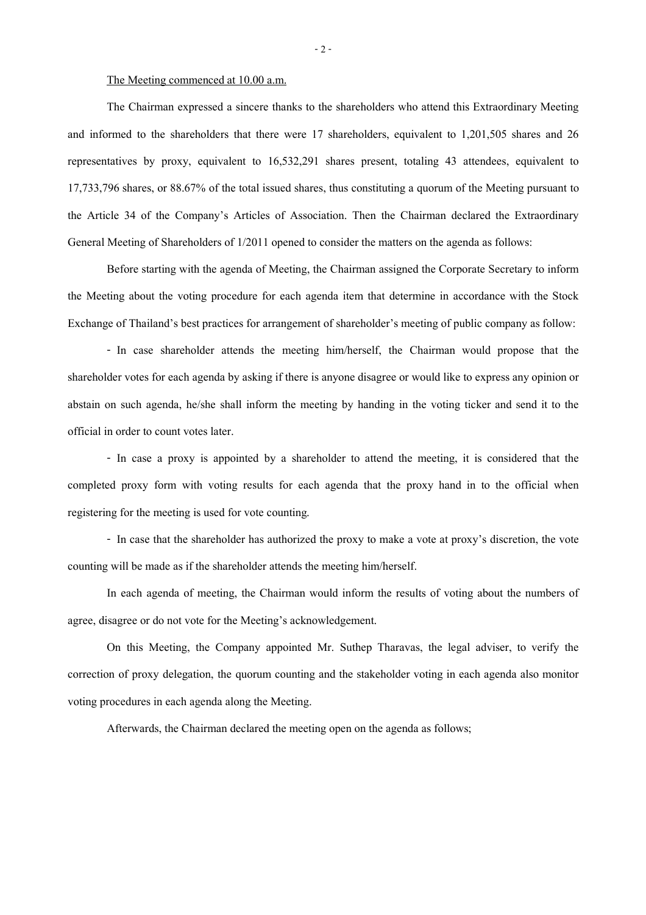The Meeting commenced at 10.00 a.m.

The Chairman expressed a sincere thanks to the shareholders who attend this Extraordinary Meeting and informed to the shareholders that there were 17 shareholders, equivalent to 1,201,505 shares and 26 representatives by proxy, equivalent to 16,532,291 shares present, totaling 43 attendees, equivalent to 17,733,796 shares, or 88.67% of the total issued shares, thus constituting a quorum of the Meeting pursuant to the Article 34 of the Company's Articles of Association. Then the Chairman declared the Extraordinary General Meeting of Shareholders of 1/2011 opened to consider the matters on the agenda as follows:

Before starting with the agenda of Meeting, the Chairman assigned the Corporate Secretary to inform the Meeting about the voting procedure for each agenda item that determine in accordance with the Stock Exchange of Thailand's best practices for arrangement of shareholder's meeting of public company as follow:

- In case shareholder attends the meeting him/herself, the Chairman would propose that the shareholder votes for each agenda by asking if there is anyone disagree or would like to express any opinion or abstain on such agenda, he/she shall inform the meeting by handing in the voting ticker and send it to the official in order to count votes later.

- In case a proxy is appointed by a shareholder to attend the meeting, it is considered that the completed proxy form with voting results for each agenda that the proxy hand in to the official when registering for the meeting is used for vote counting.

- In case that the shareholder has authorized the proxy to make a vote at proxy's discretion, the vote counting will be made as if the shareholder attends the meeting him/herself.

In each agenda of meeting, the Chairman would inform the results of voting about the numbers of agree, disagree or do not vote for the Meeting's acknowledgement.

On this Meeting, the Company appointed Mr. Suthep Tharavas, the legal adviser, to verify the correction of proxy delegation, the quorum counting and the stakeholder voting in each agenda also monitor voting procedures in each agenda along the Meeting.

Afterwards, the Chairman declared the meeting open on the agenda as follows;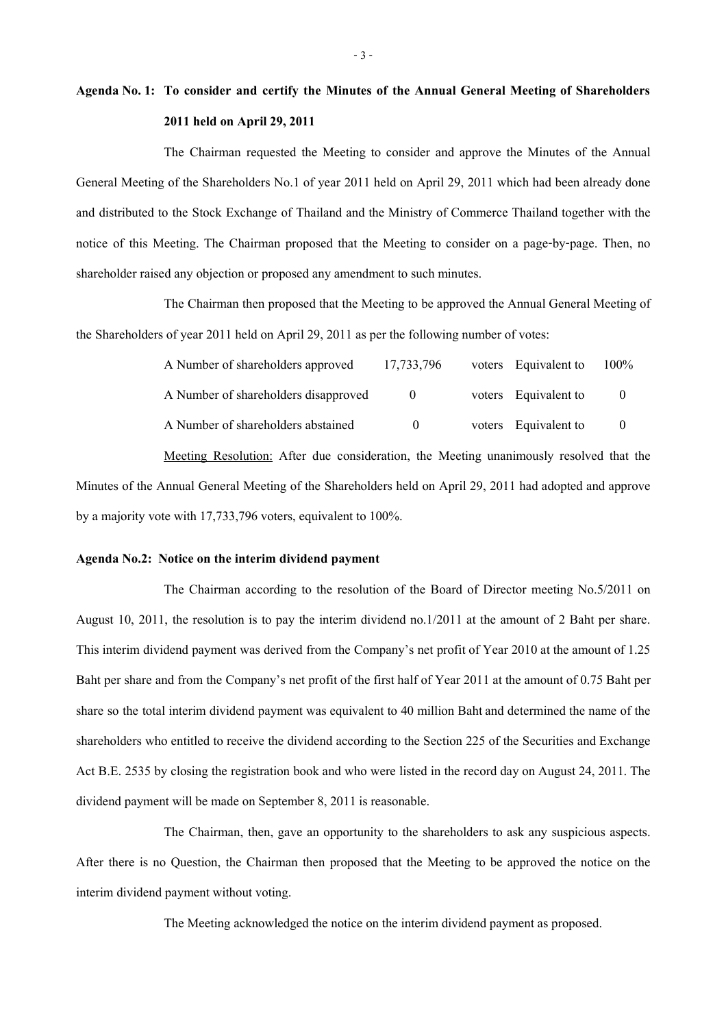**Agenda No. 1: To consider and certify the Minutes of the Annual General Meeting of Shareholders 2011 held on April 29, 2011**

The Chairman requested the Meeting to consider and approve the Minutes of the Annual General Meeting of the Shareholders No.1 of year 2011 held on April 29, 2011 which had been already done and distributed to the Stock Exchange of Thailand and the Ministry of Commerce Thailand together with the notice of this Meeting. The Chairman proposed that the Meeting to consider on a page-by-page. Then, no shareholder raised any objection or proposed any amendment to such minutes.

The Chairman then proposed that the Meeting to be approved the Annual General Meeting of the Shareholders of year 2011 held on April 29, 2011 as per the following number of votes:

| | | | | |
|---|---|---|---|---|
| A Number of shareholders approved | 17,733,796 | voters | Equivalent to | 100% |
| A Number of shareholders disapproved | 0 | voters | Equivalent to | 0 |
| A Number of shareholders abstained | 0 | voters | Equivalent to | 0 |

Meeting Resolution: After due consideration, the Meeting unanimously resolved that the Minutes of the Annual General Meeting of the Shareholders held on April 29, 2011 had adopted and approve by a majority vote with 17,733,796 voters, equivalent to 100%.

**Agenda No.2: Notice on the interim dividend payment**

The Chairman according to the resolution of the Board of Director meeting No.5/2011 on August 10, 2011, the resolution is to pay the interim dividend no.1/2011 at the amount of 2 Baht per share. This interim dividend payment was derived from the Company's net profit of Year 2010 at the amount of 1.25 Baht per share and from the Company's net profit of the first half of Year 2011 at the amount of 0.75 Baht per share so the total interim dividend payment was equivalent to 40 million Baht and determined the name of the shareholders who entitled to receive the dividend according to the Section 225 of the Securities and Exchange Act B.E. 2535 by closing the registration book and who were listed in the record day on August 24, 2011. The dividend payment will be made on September 8, 2011 is reasonable.

The Chairman, then, gave an opportunity to the shareholders to ask any suspicious aspects. After there is no Question, the Chairman then proposed that the Meeting to be approved the notice on the interim dividend payment without voting.

The Meeting acknowledged the notice on the interim dividend payment as proposed.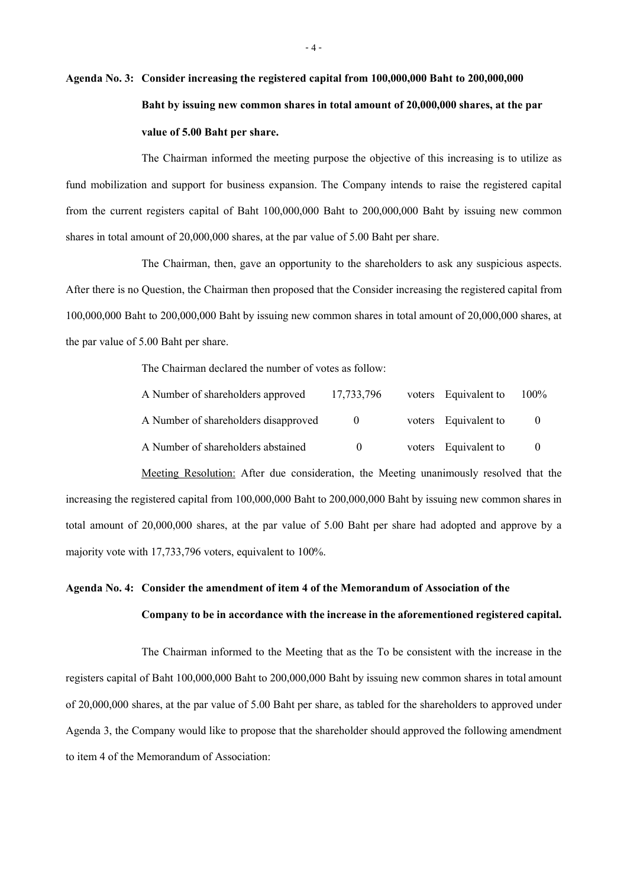**Agenda No. 3: Consider increasing the registered capital from 100,000,000 Baht to 200,000,000 Baht by issuing new common shares in total amount of 20,000,000 shares, at the par value of 5.00 Baht per share.**

The Chairman informed the meeting purpose the objective of this increasing is to utilize as fund mobilization and support for business expansion. The Company intends to raise the registered capital from the current registers capital of Baht 100,000,000 Baht to 200,000,000 Baht by issuing new common shares in total amount of 20,000,000 shares, at the par value of 5.00 Baht per share.

The Chairman, then, gave an opportunity to the shareholders to ask any suspicious aspects. After there is no Question, the Chairman then proposed that the Consider increasing the registered capital from 100,000,000 Baht to 200,000,000 Baht by issuing new common shares in total amount of 20,000,000 shares, at the par value of 5.00 Baht per share.

The Chairman declared the number of votes as follow:

| | | | | |
|---|---|---|---|---|
| A Number of shareholders approved | 17,733,796 | voters | Equivalent to | 100% |
| A Number of shareholders disapproved | 0 | voters | Equivalent to | 0 |
| A Number of shareholders abstained | 0 | voters | Equivalent to | 0 |

Meeting Resolution: After due consideration, the Meeting unanimously resolved that the increasing the registered capital from 100,000,000 Baht to 200,000,000 Baht by issuing new common shares in total amount of 20,000,000 shares, at the par value of 5.00 Baht per share had adopted and approve by a majority vote with 17,733,796 voters, equivalent to 100%.

**Agenda No. 4: Consider the amendment of item 4 of the Memorandum of Association of the Company to be in accordance with the increase in the aforementioned registered capital.**

The Chairman informed to the Meeting that as the To be consistent with the increase in the registers capital of Baht 100,000,000 Baht to 200,000,000 Baht by issuing new common shares in total amount of 20,000,000 shares, at the par value of 5.00 Baht per share, as tabled for the shareholders to approved under Agenda 3, the Company would like to propose that the shareholder should approved the following amendment to item 4 of the Memorandum of Association: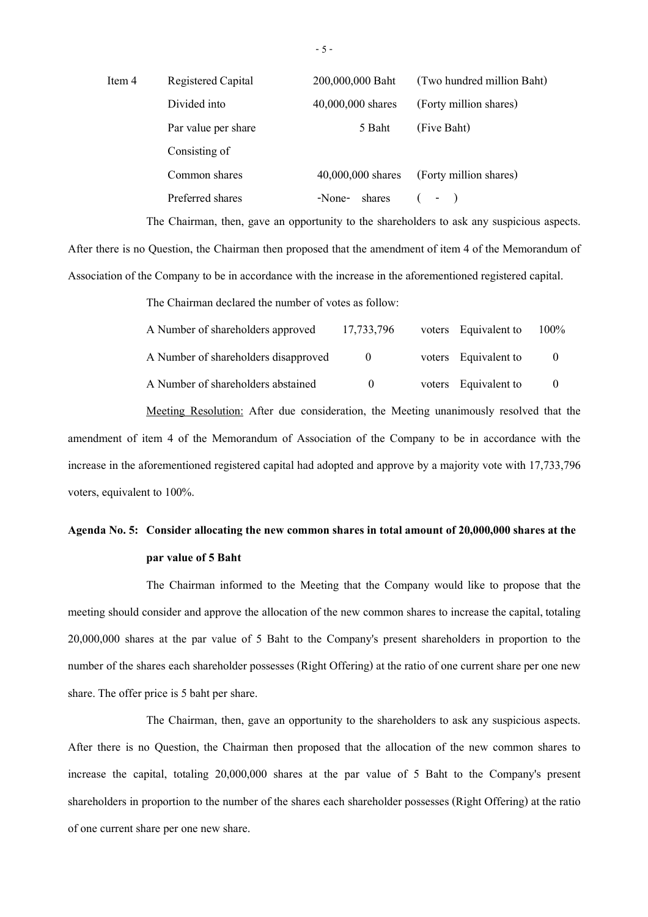| | | | |
|---|---|---|---|
| Item 4 | Registered Capital | 200,000,000 Baht | (Two hundred million Baht) |
| | Divided into | 40,000,000 shares | (Forty million shares) |
| | Par value per share | 5 Baht | (Five Baht) |
| | Consisting of | | |
| | Common shares | 40,000,000 shares | (Forty million shares) |
| | Preferred shares | -None- shares | ( - ) |

The Chairman, then, gave an opportunity to the shareholders to ask any suspicious aspects. After there is no Question, the Chairman then proposed that the amendment of item 4 of the Memorandum of Association of the Company to be in accordance with the increase in the aforementioned registered capital.

The Chairman declared the number of votes as follow:

| | | | | |
|---|---|---|---|---|
| A Number of shareholders approved | 17,733,796 | voters | Equivalent to | 100% |
| A Number of shareholders disapproved | 0 | voters | Equivalent to | 0 |
| A Number of shareholders abstained | 0 | voters | Equivalent to | 0 |

Meeting Resolution: After due consideration, the Meeting unanimously resolved that the amendment of item 4 of the Memorandum of Association of the Company to be in accordance with the increase in the aforementioned registered capital had adopted and approve by a majority vote with 17,733,796 voters, equivalent to 100%.

**Agenda No. 5: Consider allocating the new common shares in total amount of 20,000,000 shares at the par value of 5 Baht**

The Chairman informed to the Meeting that the Company would like to propose that the meeting should consider and approve the allocation of the new common shares to increase the capital, totaling 20,000,000 shares at the par value of 5 Baht to the Company's present shareholders in proportion to the number of the shares each shareholder possesses (Right Offering) at the ratio of one current share per one new share. The offer price is 5 baht per share.

The Chairman, then, gave an opportunity to the shareholders to ask any suspicious aspects. After there is no Question, the Chairman then proposed that the allocation of the new common shares to increase the capital, totaling 20,000,000 shares at the par value of 5 Baht to the Company's present shareholders in proportion to the number of the shares each shareholder possesses (Right Offering) at the ratio of one current share per one new share.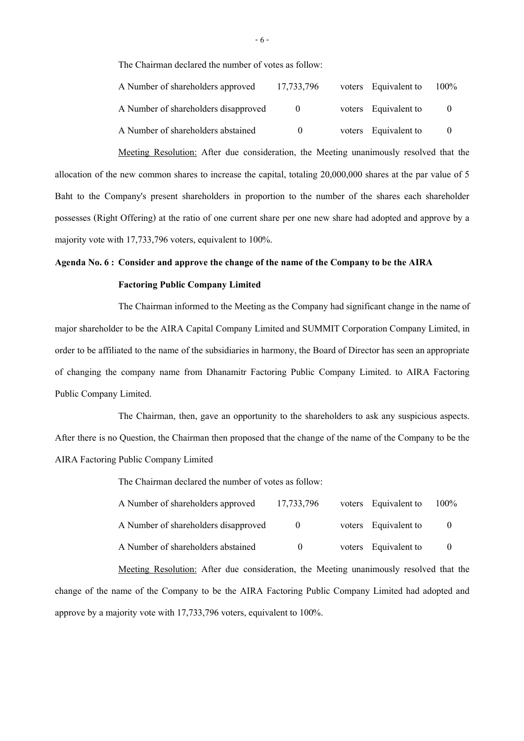The Chairman declared the number of votes as follow:

| | | | | |
|---|---|---|---|---|
| A Number of shareholders approved | 17,733,796 | voters | Equivalent to | 100% |
| A Number of shareholders disapproved | 0 | voters | Equivalent to | 0 |
| A Number of shareholders abstained | 0 | voters | Equivalent to | 0 |

Meeting Resolution: After due consideration, the Meeting unanimously resolved that the allocation of the new common shares to increase the capital, totaling 20,000,000 shares at the par value of 5 Baht to the Company's present shareholders in proportion to the number of the shares each shareholder possesses (Right Offering) at the ratio of one current share per one new share had adopted and approve by a majority vote with 17,733,796 voters, equivalent to 100%.

**Agenda No. 6 : Consider and approve the change of the name of the Company to be the AIRA Factoring Public Company Limited**

The Chairman informed to the Meeting as the Company had significant change in the name of major shareholder to be the AIRA Capital Company Limited and SUMMIT Corporation Company Limited, in order to be affiliated to the name of the subsidiaries in harmony, the Board of Director has seen an appropriate of changing the company name from Dhanamitr Factoring Public Company Limited. to AIRA Factoring Public Company Limited.

The Chairman, then, gave an opportunity to the shareholders to ask any suspicious aspects. After there is no Question, the Chairman then proposed that the change of the name of the Company to be the AIRA Factoring Public Company Limited

The Chairman declared the number of votes as follow:

| | | | | |
|---|---|---|---|---|
| A Number of shareholders approved | 17,733,796 | voters | Equivalent to | 100% |
| A Number of shareholders disapproved | 0 | voters | Equivalent to | 0 |
| A Number of shareholders abstained | 0 | voters | Equivalent to | 0 |

Meeting Resolution: After due consideration, the Meeting unanimously resolved that the change of the name of the Company to be the AIRA Factoring Public Company Limited had adopted and approve by a majority vote with 17,733,796 voters, equivalent to 100%.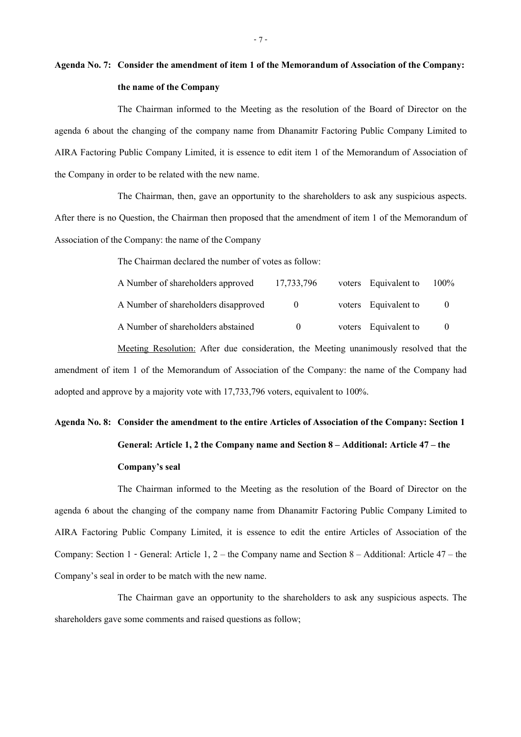**Agenda No. 7: Consider the amendment of item 1 of the Memorandum of Association of the Company: the name of the Company**

The Chairman informed to the Meeting as the resolution of the Board of Director on the agenda 6 about the changing of the company name from Dhanamitr Factoring Public Company Limited to AIRA Factoring Public Company Limited, it is essence to edit item 1 of the Memorandum of Association of the Company in order to be related with the new name.

The Chairman, then, gave an opportunity to the shareholders to ask any suspicious aspects. After there is no Question, the Chairman then proposed that the amendment of item 1 of the Memorandum of Association of the Company: the name of the Company

The Chairman declared the number of votes as follow:

| | | | | |
|---|---|---|---|---|
| A Number of shareholders approved | 17,733,796 | voters | Equivalent to | 100% |
| A Number of shareholders disapproved | 0 | voters | Equivalent to | 0 |
| A Number of shareholders abstained | 0 | voters | Equivalent to | 0 |

Meeting Resolution: After due consideration, the Meeting unanimously resolved that the amendment of item 1 of the Memorandum of Association of the Company: the name of the Company had adopted and approve by a majority vote with 17,733,796 voters, equivalent to 100%.

**Agenda No. 8: Consider the amendment to the entire Articles of Association of the Company: Section 1 General: Article 1, 2 the Company name and Section 8 – Additional: Article 47 – the Company's seal**

The Chairman informed to the Meeting as the resolution of the Board of Director on the agenda 6 about the changing of the company name from Dhanamitr Factoring Public Company Limited to AIRA Factoring Public Company Limited, it is essence to edit the entire Articles of Association of the Company: Section 1 - General: Article 1, 2 – the Company name and Section 8 – Additional: Article 47 – the Company's seal in order to be match with the new name.

The Chairman gave an opportunity to the shareholders to ask any suspicious aspects. The shareholders gave some comments and raised questions as follow;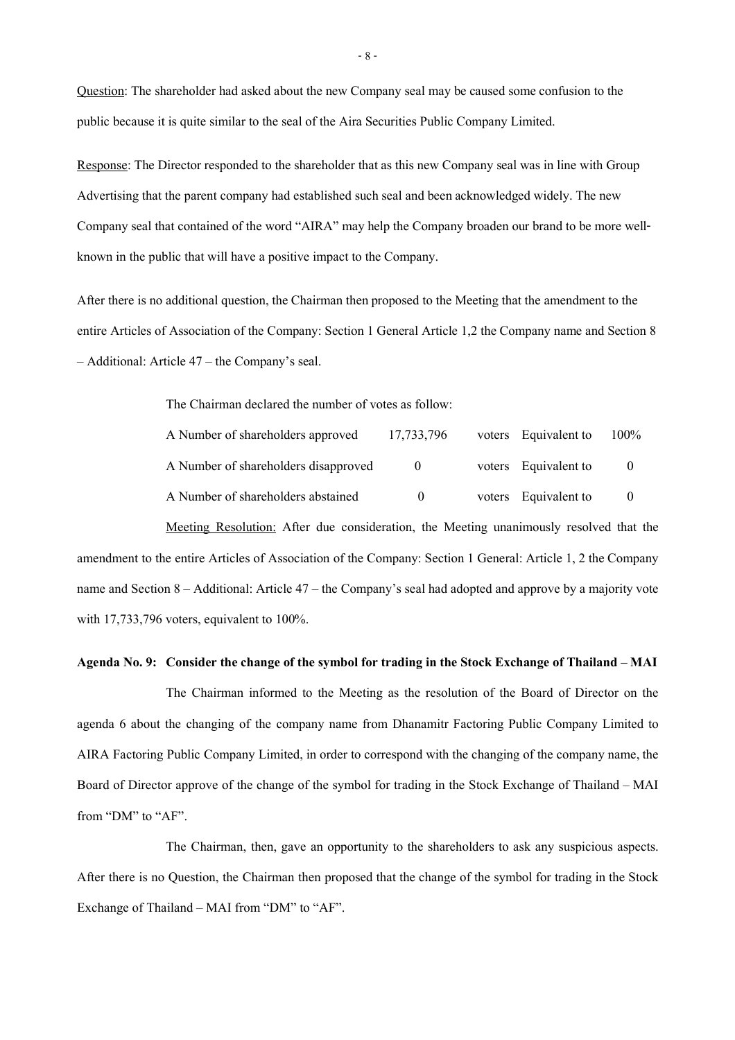Question: The shareholder had asked about the new Company seal may be caused some confusion to the public because it is quite similar to the seal of the Aira Securities Public Company Limited.

Response: The Director responded to the shareholder that as this new Company seal was in line with Group Advertising that the parent company had established such seal and been acknowledged widely. The new Company seal that contained of the word "AIRA" may help the Company broaden our brand to be more well-known in the public that will have a positive impact to the Company.

After there is no additional question, the Chairman then proposed to the Meeting that the amendment to the entire Articles of Association of the Company: Section 1 General Article 1,2 the Company name and Section 8 – Additional: Article 47 – the Company's seal.

The Chairman declared the number of votes as follow:

| | | | | |
|---|---|---|---|---|
| A Number of shareholders approved | 17,733,796 | voters | Equivalent to | 100% |
| A Number of shareholders disapproved | 0 | voters | Equivalent to | 0 |
| A Number of shareholders abstained | 0 | voters | Equivalent to | 0 |

Meeting Resolution: After due consideration, the Meeting unanimously resolved that the amendment to the entire Articles of Association of the Company: Section 1 General: Article 1, 2 the Company name and Section 8 – Additional: Article 47 – the Company's seal had adopted and approve by a majority vote with 17,733,796 voters, equivalent to 100%.

**Agenda No. 9: Consider the change of the symbol for trading in the Stock Exchange of Thailand – MAI**

The Chairman informed to the Meeting as the resolution of the Board of Director on the agenda 6 about the changing of the company name from Dhanamitr Factoring Public Company Limited to AIRA Factoring Public Company Limited, in order to correspond with the changing of the company name, the Board of Director approve of the change of the symbol for trading in the Stock Exchange of Thailand – MAI from "DM" to "AF".

The Chairman, then, gave an opportunity to the shareholders to ask any suspicious aspects. After there is no Question, the Chairman then proposed that the change of the symbol for trading in the Stock Exchange of Thailand – MAI from "DM" to "AF".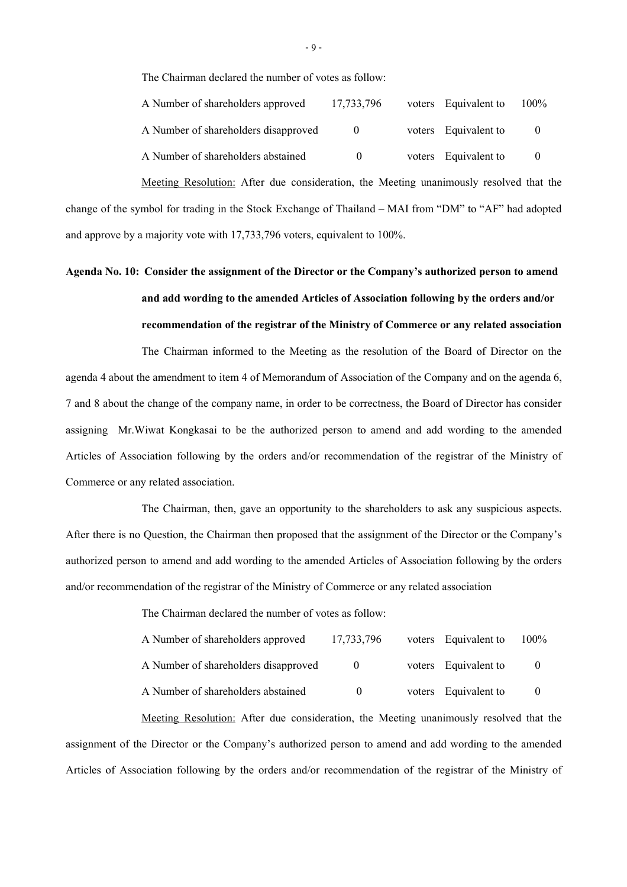The Chairman declared the number of votes as follow:

| | | | | |
|---|---|---|---|---|
| A Number of shareholders approved | 17,733,796 | voters | Equivalent to | 100% |
| A Number of shareholders disapproved | 0 | voters | Equivalent to | 0 |
| A Number of shareholders abstained | 0 | voters | Equivalent to | 0 |

Meeting Resolution: After due consideration, the Meeting unanimously resolved that the change of the symbol for trading in the Stock Exchange of Thailand – MAI from "DM" to "AF" had adopted and approve by a majority vote with 17,733,796 voters, equivalent to 100%.

**Agenda No. 10: Consider the assignment of the Director or the Company's authorized person to amend and add wording to the amended Articles of Association following by the orders and/or recommendation of the registrar of the Ministry of Commerce or any related association**

The Chairman informed to the Meeting as the resolution of the Board of Director on the agenda 4 about the amendment to item 4 of Memorandum of Association of the Company and on the agenda 6, 7 and 8 about the change of the company name, in order to be correctness, the Board of Director has consider assigning Mr.Wiwat Kongkasai to be the authorized person to amend and add wording to the amended Articles of Association following by the orders and/or recommendation of the registrar of the Ministry of Commerce or any related association.

The Chairman, then, gave an opportunity to the shareholders to ask any suspicious aspects. After there is no Question, the Chairman then proposed that the assignment of the Director or the Company's authorized person to amend and add wording to the amended Articles of Association following by the orders and/or recommendation of the registrar of the Ministry of Commerce or any related association

The Chairman declared the number of votes as follow:

| | | | | |
|---|---|---|---|---|
| A Number of shareholders approved | 17,733,796 | voters | Equivalent to | 100% |
| A Number of shareholders disapproved | 0 | voters | Equivalent to | 0 |
| A Number of shareholders abstained | 0 | voters | Equivalent to | 0 |

Meeting Resolution: After due consideration, the Meeting unanimously resolved that the assignment of the Director or the Company's authorized person to amend and add wording to the amended Articles of Association following by the orders and/or recommendation of the registrar of the Ministry of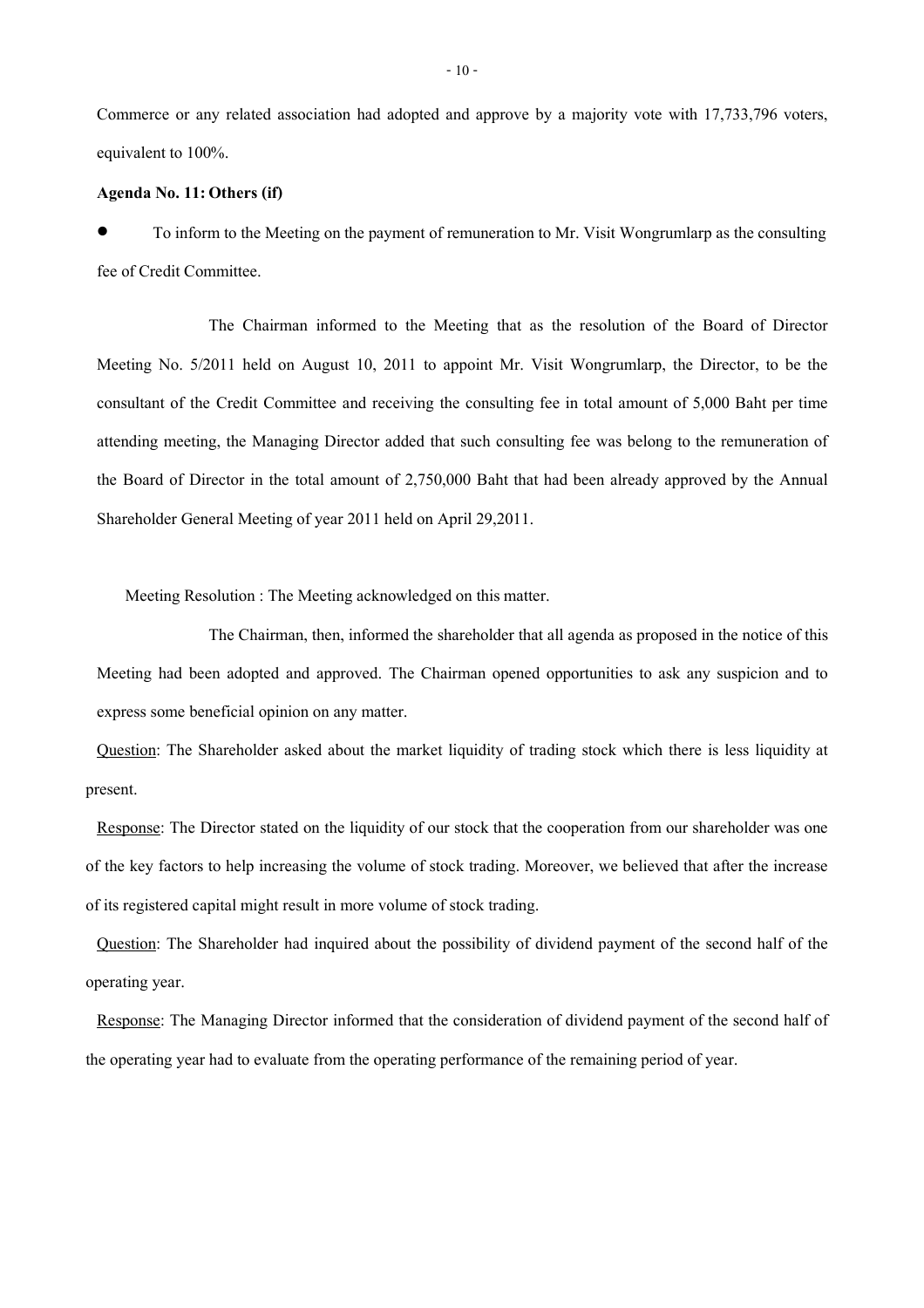Commerce or any related association had adopted and approve by a majority vote with 17,733,796 voters, equivalent to 100%.

**Agenda No. 11: Others (if)**

- To inform to the Meeting on the payment of remuneration to Mr. Visit Wongrumlarp as the consulting fee of Credit Committee.

The Chairman informed to the Meeting that as the resolution of the Board of Director Meeting No. 5/2011 held on August 10, 2011 to appoint Mr. Visit Wongrumlarp, the Director, to be the consultant of the Credit Committee and receiving the consulting fee in total amount of 5,000 Baht per time attending meeting, the Managing Director added that such consulting fee was belong to the remuneration of the Board of Director in the total amount of 2,750,000 Baht that had been already approved by the Annual Shareholder General Meeting of year 2011 held on April 29,2011.

Meeting Resolution : The Meeting acknowledged on this matter.

The Chairman, then, informed the shareholder that all agenda as proposed in the notice of this Meeting had been adopted and approved. The Chairman opened opportunities to ask any suspicion and to express some beneficial opinion on any matter.

<u>Question</u>: The Shareholder asked about the market liquidity of trading stock which there is less liquidity at present.

<u>Response</u>: The Director stated on the liquidity of our stock that the cooperation from our shareholder was one of the key factors to help increasing the volume of stock trading. Moreover, we believed that after the increase of its registered capital might result in more volume of stock trading.

<u>Question</u>: The Shareholder had inquired about the possibility of dividend payment of the second half of the operating year.

<u>Response</u>: The Managing Director informed that the consideration of dividend payment of the second half of the operating year had to evaluate from the operating performance of the remaining period of year.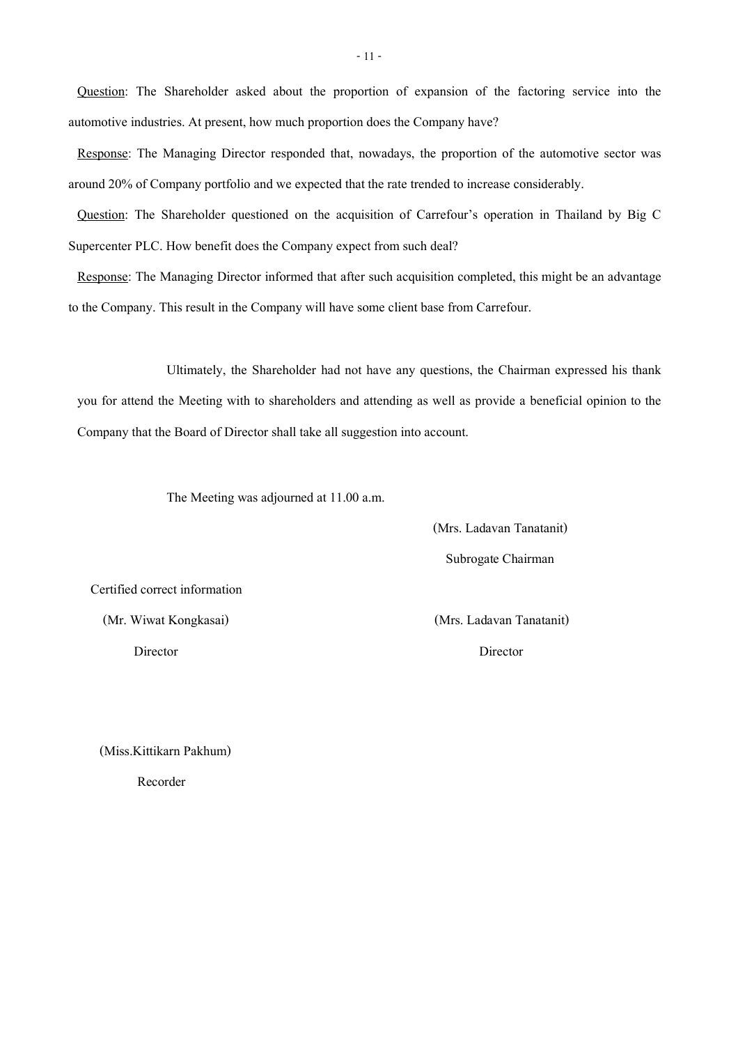<u>Question</u>: The Shareholder asked about the proportion of expansion of the factoring service into the automotive industries. At present, how much proportion does the Company have?

<u>Response</u>: The Managing Director responded that, nowadays, the proportion of the automotive sector was around 20% of Company portfolio and we expected that the rate trended to increase considerably.

<u>Question</u>: The Shareholder questioned on the acquisition of Carrefour's operation in Thailand by Big C Supercenter PLC. How benefit does the Company expect from such deal?

<u>Response</u>: The Managing Director informed that after such acquisition completed, this might be an advantage to the Company. This result in the Company will have some client base from Carrefour.

Ultimately, the Shareholder had not have any questions, the Chairman expressed his thank you for attend the Meeting with to shareholders and attending as well as provide a beneficial opinion to the Company that the Board of Director shall take all suggestion into account.

The Meeting was adjourned at 11.00 a.m.

(Mrs. Ladavan Tanatanit)

Subrogate Chairman

Certified correct information

(Mr. Wiwat Kongkasai)

Director

(Mrs. Ladavan Tanatanit)

Director

(Miss.Kittikarn Pakhum)

Recorder